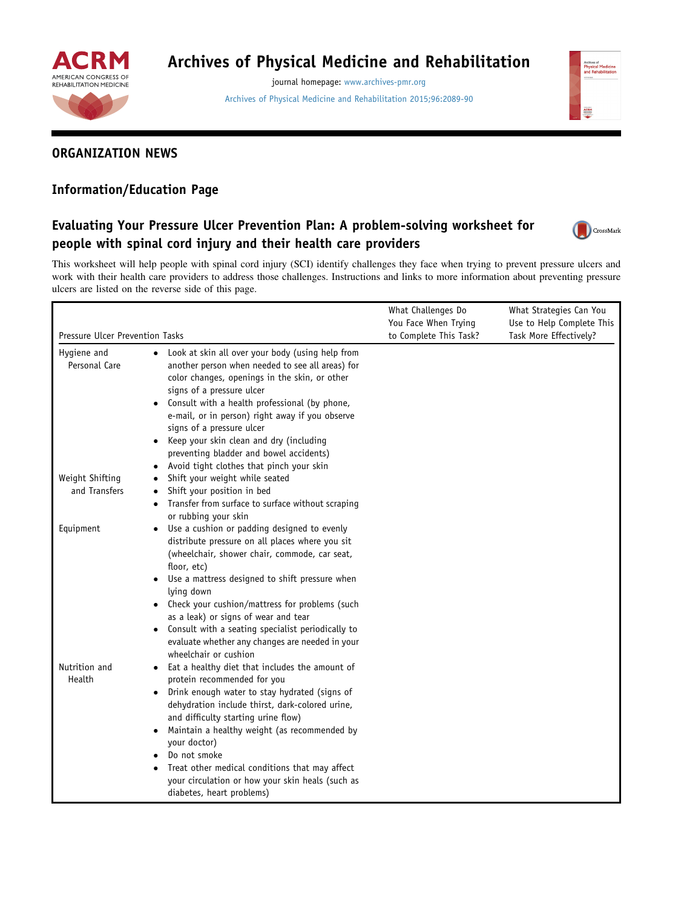## ORGANIZATION NEWS

### Information/Education Page

# Evaluating Your Pressure Ulcer Prevention Plan: A problem-solving worksheet for people with spinal cord injury and their health care providers

This worksheet will help people with spinal cord injury (SCI) identify challenges they face when trying to prevent pressure ulcers and work with their health care providers to address those challenges. Instructions and links to more information about preventing pressure ulcers are listed on the reverse side of this page.

| Pressure Ulcer Prevention Tasks | | What Challenges Do You Face When Trying to Complete This Task? | What Strategies Can You Use to Help Complete This Task More Effectively? |
|---|---|---|---|
| Hygiene and Personal Care | • Look at skin all over your body (using help from another person when needed to see all areas) for color changes, openings in the skin, or other signs of a pressure ulcer<br>• Consult with a health professional (by phone, e-mail, or in person) right away if you observe signs of a pressure ulcer<br>• Keep your skin clean and dry (including preventing bladder and bowel accidents)<br>• Avoid tight clothes that pinch your skin | | |
| Weight Shifting and Transfers | • Shift your weight while seated<br>• Shift your position in bed<br>• Transfer from surface to surface without scraping or rubbing your skin | | |
| Equipment | • Use a cushion or padding designed to evenly distribute pressure on all places where you sit (wheelchair, shower chair, commode, car seat, floor, etc)<br>• Use a mattress designed to shift pressure when lying down<br>• Check your cushion/mattress for problems (such as a leak) or signs of wear and tear<br>• Consult with a seating specialist periodically to evaluate whether any changes are needed in your wheelchair or cushion | | |
| Nutrition and Health | • Eat a healthy diet that includes the amount of protein recommended for you<br>• Drink enough water to stay hydrated (signs of dehydration include thirst, dark-colored urine, and difficulty starting urine flow)<br>• Maintain a healthy weight (as recommended by your doctor)<br>• Do not smoke<br>• Treat other medical conditions that may affect your circulation or how your skin heals (such as diabetes, heart problems) | | |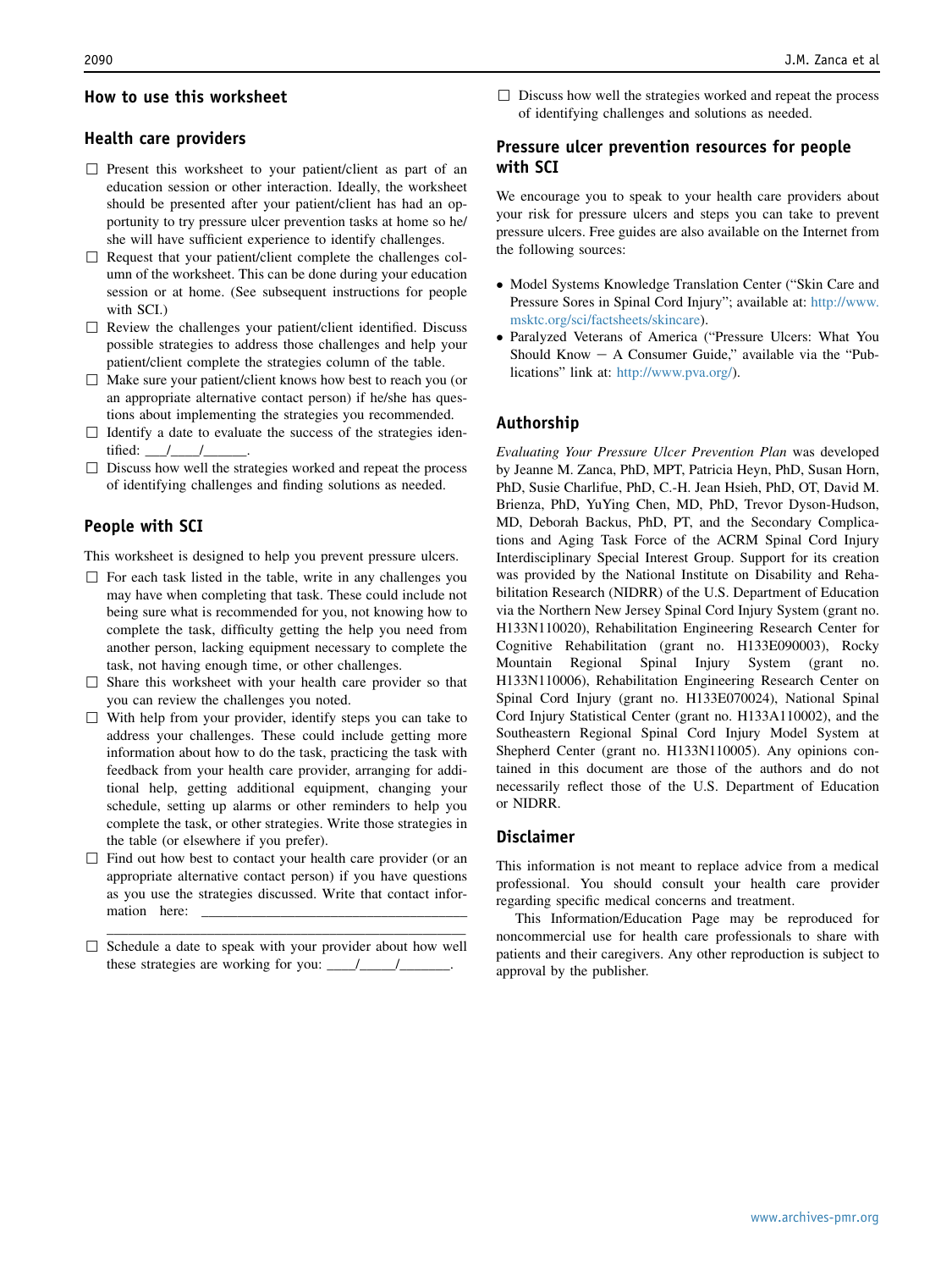## How to use this worksheet

### Health care providers

- ☐ Present this worksheet to your patient/client as part of an education session or other interaction. Ideally, the worksheet should be presented after your patient/client has had an opportunity to try pressure ulcer prevention tasks at home so he/she will have sufficient experience to identify challenges.
- ☐ Request that your patient/client complete the challenges column of the worksheet. This can be done during your education session or at home. (See subsequent instructions for people with SCI.)
- ☐ Review the challenges your patient/client identified. Discuss possible strategies to address those challenges and help your patient/client complete the strategies column of the table.
- ☐ Make sure your patient/client knows how best to reach you (or an appropriate alternative contact person) if he/she has questions about implementing the strategies you recommended.
- ☐ Identify a date to evaluate the success of the strategies identified: ___/____/______.
- ☐ Discuss how well the strategies worked and repeat the process of identifying challenges and finding solutions as needed.

### People with SCI

This worksheet is designed to help you prevent pressure ulcers.

- ☐ For each task listed in the table, write in any challenges you may have when completing that task. These could include not being sure what is recommended for you, not knowing how to complete the task, difficulty getting the help you need from another person, lacking equipment necessary to complete the task, not having enough time, or other challenges.
- ☐ Share this worksheet with your health care provider so that you can review the challenges you noted.
- ☐ With help from your provider, identify steps you can take to address your challenges. These could include getting more information about how to do the task, practicing the task with feedback from your health care provider, arranging for additional help, getting additional equipment, changing your schedule, setting up alarms or other reminders to help you complete the task, or other strategies. Write those strategies in the table (or elsewhere if you prefer).
- ☐ Find out how best to contact your health care provider (or an appropriate alternative contact person) if you have questions as you use the strategies discussed. Write that contact information here: ____________________________________
  ____________________________________________
- ☐ Schedule a date to speak with your provider about how well these strategies are working for you: ____/_____/_______.
- ☐ Discuss how well the strategies worked and repeat the process of identifying challenges and solutions as needed.

## Pressure ulcer prevention resources for people with SCI

We encourage you to speak to your health care providers about your risk for pressure ulcers and steps you can take to prevent pressure ulcers. Free guides are also available on the Internet from the following sources:

- Model Systems Knowledge Translation Center ("Skin Care and Pressure Sores in Spinal Cord Injury"; available at: http://www.msktc.org/sci/factsheets/skincare).
- Paralyzed Veterans of America ("Pressure Ulcers: What You Should Know – A Consumer Guide," available via the "Publications" link at: http://www.pva.org/).

## Authorship

*Evaluating Your Pressure Ulcer Prevention Plan* was developed by Jeanne M. Zanca, PhD, MPT, Patricia Heyn, PhD, Susan Horn, PhD, Susie Charlifue, PhD, C.-H. Jean Hsieh, PhD, OT, David M. Brienza, PhD, YuYing Chen, MD, PhD, Trevor Dyson-Hudson, MD, Deborah Backus, PhD, PT, and the Secondary Complications and Aging Task Force of the ACRM Spinal Cord Injury Interdisciplinary Special Interest Group. Support for its creation was provided by the National Institute on Disability and Rehabilitation Research (NIDRR) of the U.S. Department of Education via the Northern New Jersey Spinal Cord Injury System (grant no. H133N110020), Rehabilitation Engineering Research Center for Cognitive Rehabilitation (grant no. H133E090003), Rocky Mountain Regional Spinal Injury System (grant no. H133N110006), Rehabilitation Engineering Research Center on Spinal Cord Injury (grant no. H133E070024), National Spinal Cord Injury Statistical Center (grant no. H133A110002), and the Southeastern Regional Spinal Cord Injury Model System at Shepherd Center (grant no. H133N110005). Any opinions contained in this document are those of the authors and do not necessarily reflect those of the U.S. Department of Education or NIDRR.

## Disclaimer

This information is not meant to replace advice from a medical professional. You should consult your health care provider regarding specific medical concerns and treatment.

This Information/Education Page may be reproduced for noncommercial use for health care professionals to share with patients and their caregivers. Any other reproduction is subject to approval by the publisher.